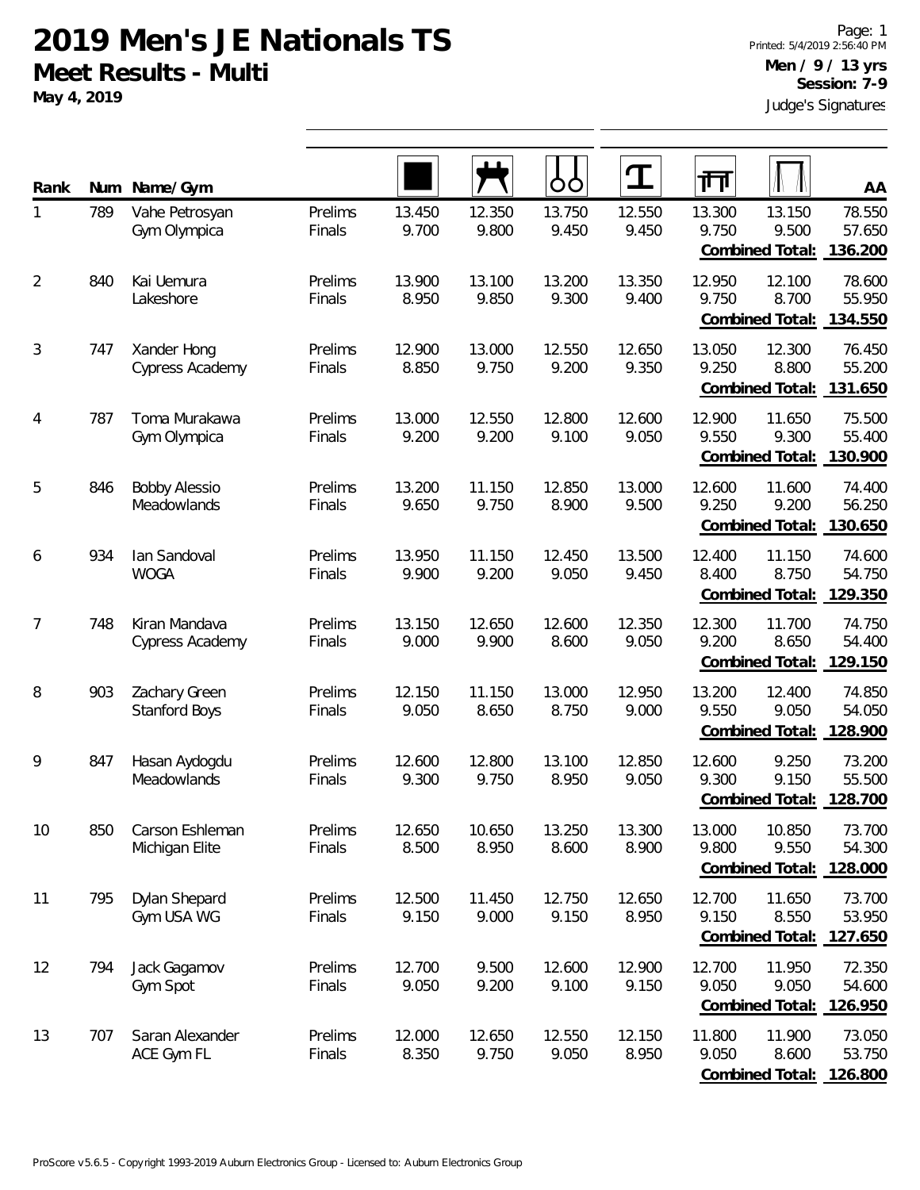# 2019 Men's JE Nationals TS

## Meet Results - Multi

**May 4, 2019**

Printed: 5/4/2019 2:56:40 PM

**Men / 9 / 13 yrs**

**Session: 7-9**

Judge's Signatures

| Rank | Num | Name/Gym | | Floor | Pommel Horse | Rings | Vault | Parallel Bars | High Bar | AA |
|---|---|---|---|---|---|---|---|---|---|---|
| 1 | 789 | Vahe Petrosyan | Prelims | 13.450 | 12.350 | 13.750 | 12.550 | 13.300 | 13.150 | 78.550 |
| | | Gym Olympica | Finals | 9.700 | 9.800 | 9.450 | 9.450 | 9.750 | 9.500 | 57.650 |
| | | | | | | | | | **Combined Total:** | **136.200** |
| 2 | 840 | Kai Uemura | Prelims | 13.900 | 13.100 | 13.200 | 13.350 | 12.950 | 12.100 | 78.600 |
| | | Lakeshore | Finals | 8.950 | 9.850 | 9.300 | 9.400 | 9.750 | 8.700 | 55.950 |
| | | | | | | | | | **Combined Total:** | **134.550** |
| 3 | 747 | Xander Hong | Prelims | 12.900 | 13.000 | 12.550 | 12.650 | 13.050 | 12.300 | 76.450 |
| | | Cypress Academy | Finals | 8.850 | 9.750 | 9.200 | 9.350 | 9.250 | 8.800 | 55.200 |
| | | | | | | | | | **Combined Total:** | **131.650** |
| 4 | 787 | Toma Murakawa | Prelims | 13.000 | 12.550 | 12.800 | 12.600 | 12.900 | 11.650 | 75.500 |
| | | Gym Olympica | Finals | 9.200 | 9.200 | 9.100 | 9.050 | 9.550 | 9.300 | 55.400 |
| | | | | | | | | | **Combined Total:** | **130.900** |
| 5 | 846 | Bobby Alessio | Prelims | 13.200 | 11.150 | 12.850 | 13.000 | 12.600 | 11.600 | 74.400 |
| | | Meadowlands | Finals | 9.650 | 9.750 | 8.900 | 9.500 | 9.250 | 9.200 | 56.250 |
| | | | | | | | | | **Combined Total:** | **130.650** |
| 6 | 934 | Ian Sandoval | Prelims | 13.950 | 11.150 | 12.450 | 13.500 | 12.400 | 11.150 | 74.600 |
| | | WOGA | Finals | 9.900 | 9.200 | 9.050 | 9.450 | 8.400 | 8.750 | 54.750 |
| | | | | | | | | | **Combined Total:** | **129.350** |
| 7 | 748 | Kiran Mandava | Prelims | 13.150 | 12.650 | 12.600 | 12.350 | 12.300 | 11.700 | 74.750 |
| | | Cypress Academy | Finals | 9.000 | 9.900 | 8.600 | 9.050 | 9.200 | 8.650 | 54.400 |
| | | | | | | | | | **Combined Total:** | **129.150** |
| 8 | 903 | Zachary Green | Prelims | 12.150 | 11.150 | 13.000 | 12.950 | 13.200 | 12.400 | 74.850 |
| | | Stanford Boys | Finals | 9.050 | 8.650 | 8.750 | 9.000 | 9.550 | 9.050 | 54.050 |
| | | | | | | | | | **Combined Total:** | **128.900** |
| 9 | 847 | Hasan Aydogdu | Prelims | 12.600 | 12.800 | 13.100 | 12.850 | 12.600 | 9.250 | 73.200 |
| | | Meadowlands | Finals | 9.300 | 9.750 | 8.950 | 9.050 | 9.300 | 9.150 | 55.500 |
| | | | | | | | | | **Combined Total:** | **128.700** |
| 10 | 850 | Carson Eshleman | Prelims | 12.650 | 10.650 | 13.250 | 13.300 | 13.000 | 10.850 | 73.700 |
| | | Michigan Elite | Finals | 8.500 | 8.950 | 8.600 | 8.900 | 9.800 | 9.550 | 54.300 |
| | | | | | | | | | **Combined Total:** | **128.000** |
| 11 | 795 | Dylan Shepard | Prelims | 12.500 | 11.450 | 12.750 | 12.650 | 12.700 | 11.650 | 73.700 |
| | | Gym USA WG | Finals | 9.150 | 9.000 | 9.150 | 8.950 | 9.150 | 8.550 | 53.950 |
| | | | | | | | | | **Combined Total:** | **127.650** |
| 12 | 794 | Jack Gagamov | Prelims | 12.700 | 9.500 | 12.600 | 12.900 | 12.700 | 11.950 | 72.350 |
| | | Gym Spot | Finals | 9.050 | 9.200 | 9.100 | 9.150 | 9.050 | 9.050 | 54.600 |
| | | | | | | | | | **Combined Total:** | **126.950** |
| 13 | 707 | Saran Alexander | Prelims | 12.000 | 12.650 | 12.550 | 12.150 | 11.800 | 11.900 | 73.050 |
| | | ACE Gym FL | Finals | 8.350 | 9.750 | 9.050 | 8.950 | 9.050 | 8.600 | 53.750 |
| | | | | | | | | | **Combined Total:** | **126.800** |

ProScore v5.6.5 - Copyright 1993-2019 Auburn Electronics Group - Licensed to: Auburn Electronics Group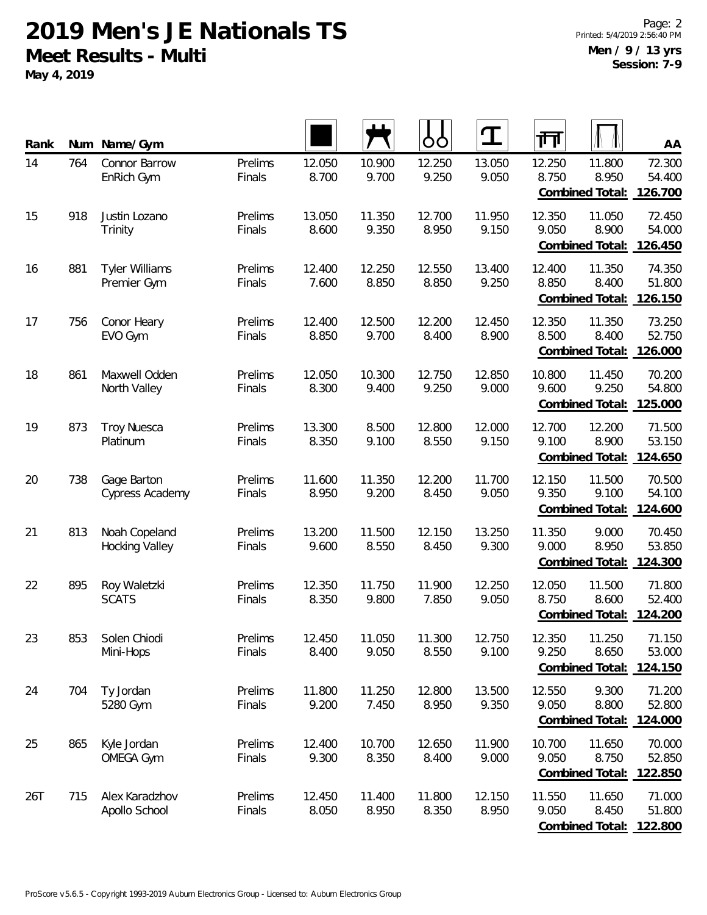# 2019 Men's JE Nationals TS

## Meet Results - Multi

**May 4, 2019**

Page: 2
Printed: 5/4/2019 2:56:40 PM

**Men / 9 / 13 yrs**
**Session: 7-9**

| Rank | Num | Name/Gym | | Floor | Pommel Horse | Rings | Vault | Parallel Bars | High Bar | AA |
|---|---|---|---|---|---|---|---|---|---|---|
| 14 | 764 | Connor Barrow | Prelims | 12.050 | 10.900 | 12.250 | 13.050 | 12.250 | 11.800 | 72.300 |
| | | EnRich Gym | Finals | 8.700 | 9.700 | 9.250 | 9.050 | 8.750 | 8.950 | 54.400 |
| | | | | | | | | | Combined Total: | 126.700 |
| 15 | 918 | Justin Lozano | Prelims | 13.050 | 11.350 | 12.700 | 11.950 | 12.350 | 11.050 | 72.450 |
| | | Trinity | Finals | 8.600 | 9.350 | 8.950 | 9.150 | 9.050 | 8.900 | 54.000 |
| | | | | | | | | | Combined Total: | 126.450 |
| 16 | 881 | Tyler Williams | Prelims | 12.400 | 12.250 | 12.550 | 13.400 | 12.400 | 11.350 | 74.350 |
| | | Premier Gym | Finals | 7.600 | 8.850 | 8.850 | 9.250 | 8.850 | 8.400 | 51.800 |
| | | | | | | | | | Combined Total: | 126.150 |
| 17 | 756 | Conor Heary | Prelims | 12.400 | 12.500 | 12.200 | 12.450 | 12.350 | 11.350 | 73.250 |
| | | EVO Gym | Finals | 8.850 | 9.700 | 8.400 | 8.900 | 8.500 | 8.400 | 52.750 |
| | | | | | | | | | Combined Total: | 126.000 |
| 18 | 861 | Maxwell Odden | Prelims | 12.050 | 10.300 | 12.750 | 12.850 | 10.800 | 11.450 | 70.200 |
| | | North Valley | Finals | 8.300 | 9.400 | 9.250 | 9.000 | 9.600 | 9.250 | 54.800 |
| | | | | | | | | | Combined Total: | 125.000 |
| 19 | 873 | Troy Nuesca | Prelims | 13.300 | 8.500 | 12.800 | 12.000 | 12.700 | 12.200 | 71.500 |
| | | Platinum | Finals | 8.350 | 9.100 | 8.550 | 9.150 | 9.100 | 8.900 | 53.150 |
| | | | | | | | | | Combined Total: | 124.650 |
| 20 | 738 | Gage Barton | Prelims | 11.600 | 11.350 | 12.200 | 11.700 | 12.150 | 11.500 | 70.500 |
| | | Cypress Academy | Finals | 8.950 | 9.200 | 8.450 | 9.050 | 9.350 | 9.100 | 54.100 |
| | | | | | | | | | Combined Total: | 124.600 |
| 21 | 813 | Noah Copeland | Prelims | 13.200 | 11.500 | 12.150 | 13.250 | 11.350 | 9.000 | 70.450 |
| | | Hocking Valley | Finals | 9.600 | 8.550 | 8.450 | 9.300 | 9.000 | 8.950 | 53.850 |
| | | | | | | | | | Combined Total: | 124.300 |
| 22 | 895 | Roy Waletzki | Prelims | 12.350 | 11.750 | 11.900 | 12.250 | 12.050 | 11.500 | 71.800 |
| | | SCATS | Finals | 8.350 | 9.800 | 7.850 | 9.050 | 8.750 | 8.600 | 52.400 |
| | | | | | | | | | Combined Total: | 124.200 |
| 23 | 853 | Solen Chiodi | Prelims | 12.450 | 11.050 | 11.300 | 12.750 | 12.350 | 11.250 | 71.150 |
| | | Mini-Hops | Finals | 8.400 | 9.050 | 8.550 | 9.100 | 9.250 | 8.650 | 53.000 |
| | | | | | | | | | Combined Total: | 124.150 |
| 24 | 704 | Ty Jordan | Prelims | 11.800 | 11.250 | 12.800 | 13.500 | 12.550 | 9.300 | 71.200 |
| | | 5280 Gym | Finals | 9.200 | 7.450 | 8.950 | 9.350 | 9.050 | 8.800 | 52.800 |
| | | | | | | | | | Combined Total: | 124.000 |
| 25 | 865 | Kyle Jordan | Prelims | 12.400 | 10.700 | 12.650 | 11.900 | 10.700 | 11.650 | 70.000 |
| | | OMEGA Gym | Finals | 9.300 | 8.350 | 8.400 | 9.000 | 9.050 | 8.750 | 52.850 |
| | | | | | | | | | Combined Total: | 122.850 |
| 26T | 715 | Alex Karadzhov | Prelims | 12.450 | 11.400 | 11.800 | 12.150 | 11.550 | 11.650 | 71.000 |
| | | Apollo School | Finals | 8.050 | 8.950 | 8.350 | 8.950 | 9.050 | 8.450 | 51.800 |
| | | | | | | | | | Combined Total: | 122.800 |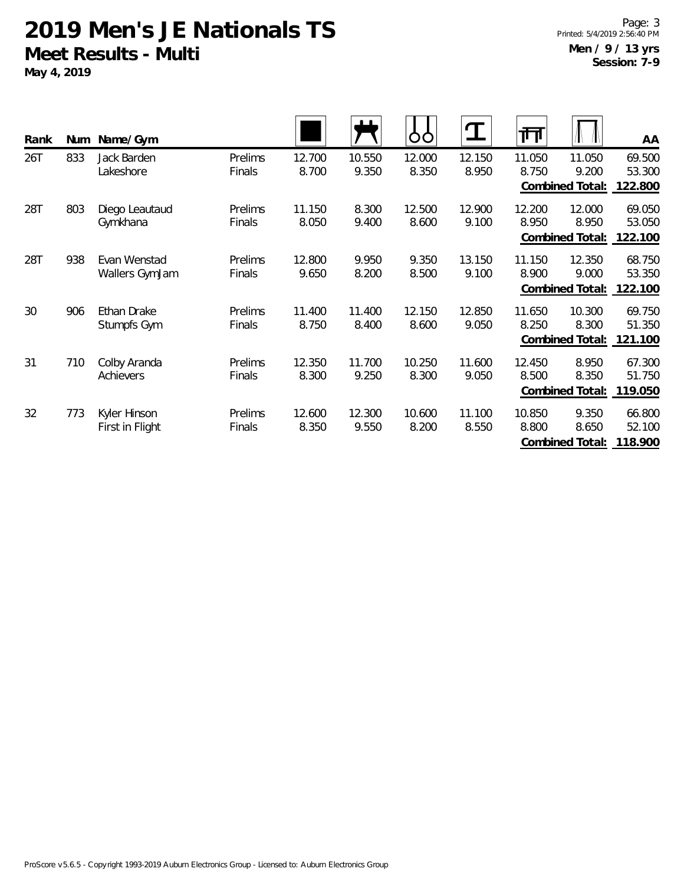# 2019 Men's JE Nationals TS

## Meet Results - Multi

**May 4, 2019**

**Men / 9 / 13 yrs**
**Session: 7-9**

| Rank | Num | Name/Gym | | Floor | Pommel Horse | Rings | Vault | Parallel Bars | High Bar | AA |
|---|---|---|---|---|---|---|---|---|---|---|
| 26T | 833 | Jack Barden | Prelims | 12.700 | 10.550 | 12.000 | 12.150 | 11.050 | 11.050 | 69.500 |
| | | Lakeshore | Finals | 8.700 | 9.350 | 8.350 | 8.950 | 8.750 | 9.200 | 53.300 |
| | | | | | | | | | **Combined Total:** | **122.800** |
| 28T | 803 | Diego Leautaud | Prelims | 11.150 | 8.300 | 12.500 | 12.900 | 12.200 | 12.000 | 69.050 |
| | | Gymkhana | Finals | 8.050 | 9.400 | 8.600 | 9.100 | 8.950 | 8.950 | 53.050 |
| | | | | | | | | | **Combined Total:** | **122.100** |
| 28T | 938 | Evan Wenstad | Prelims | 12.800 | 9.950 | 9.350 | 13.150 | 11.150 | 12.350 | 68.750 |
| | | Wallers GymJam | Finals | 9.650 | 8.200 | 8.500 | 9.100 | 8.900 | 9.000 | 53.350 |
| | | | | | | | | | **Combined Total:** | **122.100** |
| 30 | 906 | Ethan Drake | Prelims | 11.400 | 11.400 | 12.150 | 12.850 | 11.650 | 10.300 | 69.750 |
| | | Stumpfs Gym | Finals | 8.750 | 8.400 | 8.600 | 9.050 | 8.250 | 8.300 | 51.350 |
| | | | | | | | | | **Combined Total:** | **121.100** |
| 31 | 710 | Colby Aranda | Prelims | 12.350 | 11.700 | 10.250 | 11.600 | 12.450 | 8.950 | 67.300 |
| | | Achievers | Finals | 8.300 | 9.250 | 8.300 | 9.050 | 8.500 | 8.350 | 51.750 |
| | | | | | | | | | **Combined Total:** | **119.050** |
| 32 | 773 | Kyler Hinson | Prelims | 12.600 | 12.300 | 10.600 | 11.100 | 10.850 | 9.350 | 66.800 |
| | | First in Flight | Finals | 8.350 | 9.550 | 8.200 | 8.550 | 8.800 | 8.650 | 52.100 |
| | | | | | | | | | **Combined Total:** | **118.900** |

ProScore v5.6.5 - Copyright 1993-2019 Auburn Electronics Group - Licensed to: Auburn Electronics Group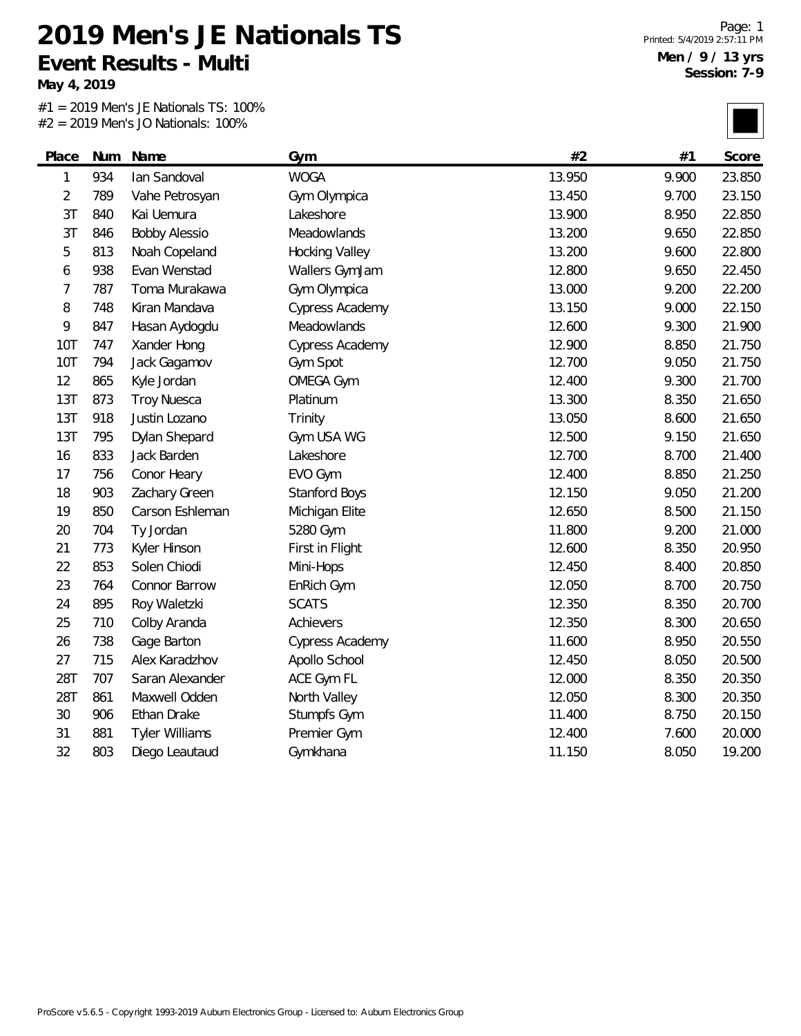# 2019 Men's JE Nationals TS

## Event Results - Multi

**May 4, 2019**

**Men / 9 / 13 yrs**
**Session: 7-9**

#1 = 2019 Men's JE Nationals TS: 100%
#2 = 2019 Men's JO Nationals: 100%

| Place | Num | Name | Gym | #2 | #1 | Score |
|---|---|---|---|---|---|---|
| 1 | 934 | Ian Sandoval | WOGA | 13.950 | 9.900 | 23.850 |
| 2 | 789 | Vahe Petrosyan | Gym Olympica | 13.450 | 9.700 | 23.150 |
| 3T | 840 | Kai Uemura | Lakeshore | 13.900 | 8.950 | 22.850 |
| 3T | 846 | Bobby Alessio | Meadowlands | 13.200 | 9.650 | 22.850 |
| 5 | 813 | Noah Copeland | Hocking Valley | 13.200 | 9.600 | 22.800 |
| 6 | 938 | Evan Wenstad | Wallers GymJam | 12.800 | 9.650 | 22.450 |
| 7 | 787 | Toma Murakawa | Gym Olympica | 13.000 | 9.200 | 22.200 |
| 8 | 748 | Kiran Mandava | Cypress Academy | 13.150 | 9.000 | 22.150 |
| 9 | 847 | Hasan Aydogdu | Meadowlands | 12.600 | 9.300 | 21.900 |
| 10T | 747 | Xander Hong | Cypress Academy | 12.900 | 8.850 | 21.750 |
| 10T | 794 | Jack Gagamov | Gym Spot | 12.700 | 9.050 | 21.750 |
| 12 | 865 | Kyle Jordan | OMEGA Gym | 12.400 | 9.300 | 21.700 |
| 13T | 873 | Troy Nuesca | Platinum | 13.300 | 8.350 | 21.650 |
| 13T | 918 | Justin Lozano | Trinity | 13.050 | 8.600 | 21.650 |
| 13T | 795 | Dylan Shepard | Gym USA WG | 12.500 | 9.150 | 21.650 |
| 16 | 833 | Jack Barden | Lakeshore | 12.700 | 8.700 | 21.400 |
| 17 | 756 | Conor Heary | EVO Gym | 12.400 | 8.850 | 21.250 |
| 18 | 903 | Zachary Green | Stanford Boys | 12.150 | 9.050 | 21.200 |
| 19 | 850 | Carson Eshleman | Michigan Elite | 12.650 | 8.500 | 21.150 |
| 20 | 704 | Ty Jordan | 5280 Gym | 11.800 | 9.200 | 21.000 |
| 21 | 773 | Kyler Hinson | First in Flight | 12.600 | 8.350 | 20.950 |
| 22 | 853 | Solen Chiodi | Mini-Hops | 12.450 | 8.400 | 20.850 |
| 23 | 764 | Connor Barrow | EnRich Gym | 12.050 | 8.700 | 20.750 |
| 24 | 895 | Roy Waletzki | SCATS | 12.350 | 8.350 | 20.700 |
| 25 | 710 | Colby Aranda | Achievers | 12.350 | 8.300 | 20.650 |
| 26 | 738 | Gage Barton | Cypress Academy | 11.600 | 8.950 | 20.550 |
| 27 | 715 | Alex Karadzhov | Apollo School | 12.450 | 8.050 | 20.500 |
| 28T | 707 | Saran Alexander | ACE Gym FL | 12.000 | 8.350 | 20.350 |
| 28T | 861 | Maxwell Odden | North Valley | 12.050 | 8.300 | 20.350 |
| 30 | 906 | Ethan Drake | Stumpfs Gym | 11.400 | 8.750 | 20.150 |
| 31 | 881 | Tyler Williams | Premier Gym | 12.400 | 7.600 | 20.000 |
| 32 | 803 | Diego Leautaud | Gymkhana | 11.150 | 8.050 | 19.200 |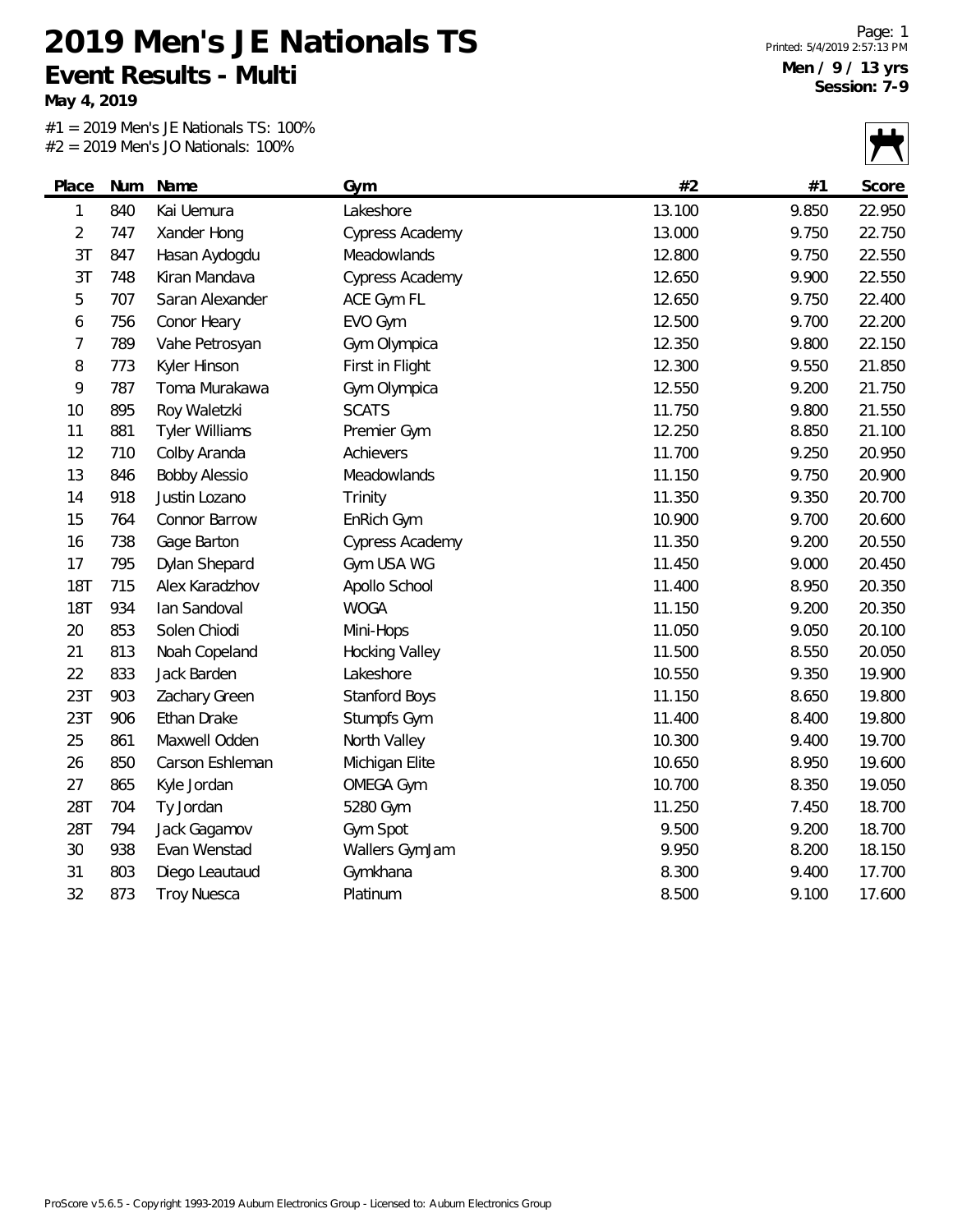# 2019 Men's JE Nationals TS

## Event Results - Multi

**May 4, 2019**

Printed: 5/4/2019 2:57:13 PM

**Men / 9 / 13 yrs**
**Session: 7-9**

#1 = 2019 Men's JE Nationals TS: 100%
#2 = 2019 Men's JO Nationals: 100%

| Place | Num | Name | Gym | #2 | #1 | Score |
|---|---|---|---|---|---|---|
| 1 | 840 | Kai Uemura | Lakeshore | 13.100 | 9.850 | 22.950 |
| 2 | 747 | Xander Hong | Cypress Academy | 13.000 | 9.750 | 22.750 |
| 3T | 847 | Hasan Aydogdu | Meadowlands | 12.800 | 9.750 | 22.550 |
| 3T | 748 | Kiran Mandava | Cypress Academy | 12.650 | 9.900 | 22.550 |
| 5 | 707 | Saran Alexander | ACE Gym FL | 12.650 | 9.750 | 22.400 |
| 6 | 756 | Conor Heary | EVO Gym | 12.500 | 9.700 | 22.200 |
| 7 | 789 | Vahe Petrosyan | Gym Olympica | 12.350 | 9.800 | 22.150 |
| 8 | 773 | Kyler Hinson | First in Flight | 12.300 | 9.550 | 21.850 |
| 9 | 787 | Toma Murakawa | Gym Olympica | 12.550 | 9.200 | 21.750 |
| 10 | 895 | Roy Waletzki | SCATS | 11.750 | 9.800 | 21.550 |
| 11 | 881 | Tyler Williams | Premier Gym | 12.250 | 8.850 | 21.100 |
| 12 | 710 | Colby Aranda | Achievers | 11.700 | 9.250 | 20.950 |
| 13 | 846 | Bobby Alessio | Meadowlands | 11.150 | 9.750 | 20.900 |
| 14 | 918 | Justin Lozano | Trinity | 11.350 | 9.350 | 20.700 |
| 15 | 764 | Connor Barrow | EnRich Gym | 10.900 | 9.700 | 20.600 |
| 16 | 738 | Gage Barton | Cypress Academy | 11.350 | 9.200 | 20.550 |
| 17 | 795 | Dylan Shepard | Gym USA WG | 11.450 | 9.000 | 20.450 |
| 18T | 715 | Alex Karadzhov | Apollo School | 11.400 | 8.950 | 20.350 |
| 18T | 934 | Ian Sandoval | WOGA | 11.150 | 9.200 | 20.350 |
| 20 | 853 | Solen Chiodi | Mini-Hops | 11.050 | 9.050 | 20.100 |
| 21 | 813 | Noah Copeland | Hocking Valley | 11.500 | 8.550 | 20.050 |
| 22 | 833 | Jack Barden | Lakeshore | 10.550 | 9.350 | 19.900 |
| 23T | 903 | Zachary Green | Stanford Boys | 11.150 | 8.650 | 19.800 |
| 23T | 906 | Ethan Drake | Stumpfs Gym | 11.400 | 8.400 | 19.800 |
| 25 | 861 | Maxwell Odden | North Valley | 10.300 | 9.400 | 19.700 |
| 26 | 850 | Carson Eshleman | Michigan Elite | 10.650 | 8.950 | 19.600 |
| 27 | 865 | Kyle Jordan | OMEGA Gym | 10.700 | 8.350 | 19.050 |
| 28T | 704 | Ty Jordan | 5280 Gym | 11.250 | 7.450 | 18.700 |
| 28T | 794 | Jack Gagamov | Gym Spot | 9.500 | 9.200 | 18.700 |
| 30 | 938 | Evan Wenstad | Wallers GymJam | 9.950 | 8.200 | 18.150 |
| 31 | 803 | Diego Leautaud | Gymkhana | 8.300 | 9.400 | 17.700 |
| 32 | 873 | Troy Nuesca | Platinum | 8.500 | 9.100 | 17.600 |

ProScore v5.6.5 - Copyright 1993-2019 Auburn Electronics Group - Licensed to: Auburn Electronics Group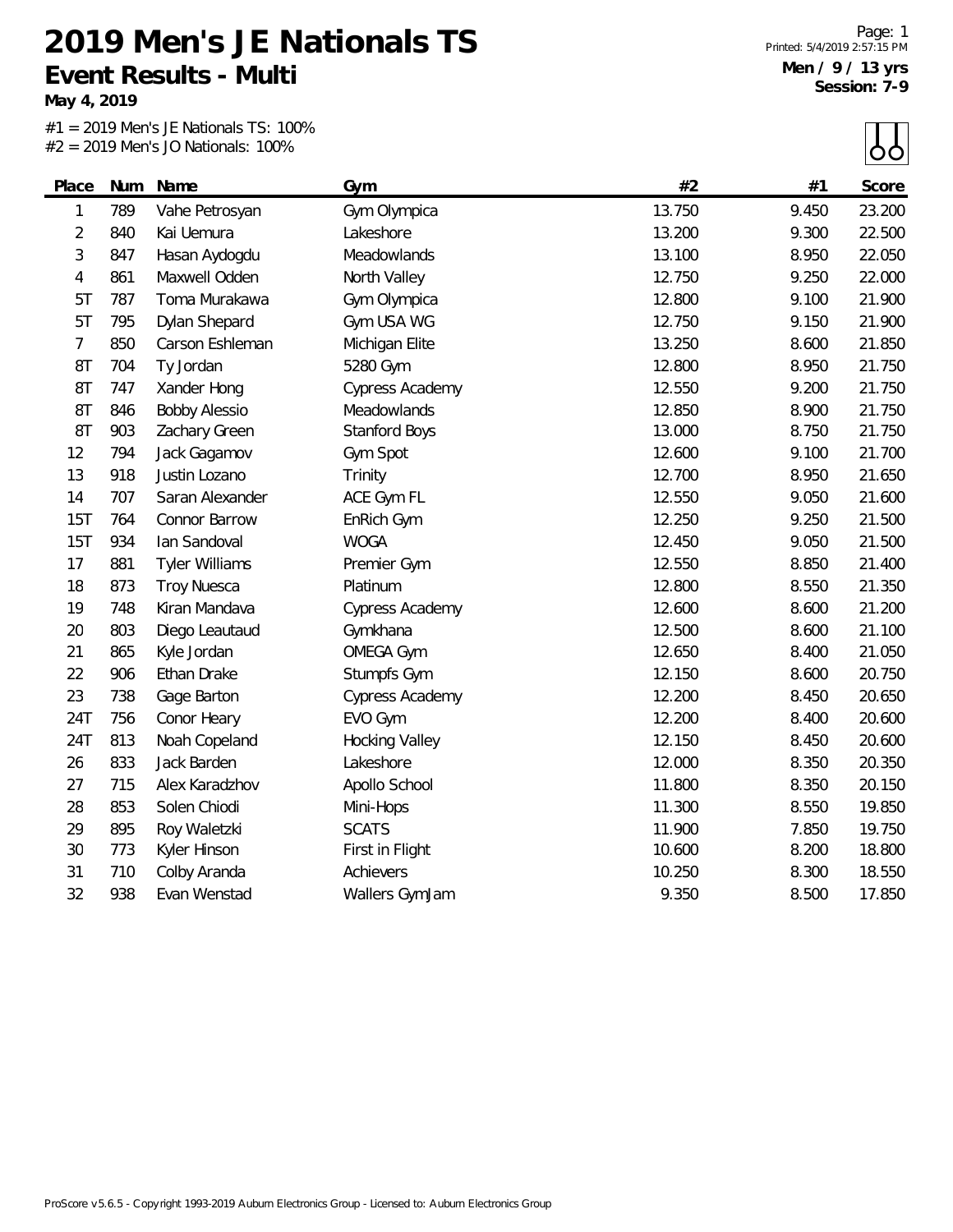# 2019 Men's JE Nationals TS

## Event Results - Multi

**May 4, 2019**

**Men / 9 / 13 yrs**
**Session: 7-9**

#1 = 2019 Men's JE Nationals TS: 100%
#2 = 2019 Men's JO Nationals: 100%

| Place | Num | Name | Gym | #2 | #1 | Score |
|---|---|---|---|---|---|---|
| 1 | 789 | Vahe Petrosyan | Gym Olympica | 13.750 | 9.450 | 23.200 |
| 2 | 840 | Kai Uemura | Lakeshore | 13.200 | 9.300 | 22.500 |
| 3 | 847 | Hasan Aydogdu | Meadowlands | 13.100 | 8.950 | 22.050 |
| 4 | 861 | Maxwell Odden | North Valley | 12.750 | 9.250 | 22.000 |
| 5T | 787 | Toma Murakawa | Gym Olympica | 12.800 | 9.100 | 21.900 |
| 5T | 795 | Dylan Shepard | Gym USA WG | 12.750 | 9.150 | 21.900 |
| 7 | 850 | Carson Eshleman | Michigan Elite | 13.250 | 8.600 | 21.850 |
| 8T | 704 | Ty Jordan | 5280 Gym | 12.800 | 8.950 | 21.750 |
| 8T | 747 | Xander Hong | Cypress Academy | 12.550 | 9.200 | 21.750 |
| 8T | 846 | Bobby Alessio | Meadowlands | 12.850 | 8.900 | 21.750 |
| 8T | 903 | Zachary Green | Stanford Boys | 13.000 | 8.750 | 21.750 |
| 12 | 794 | Jack Gagamov | Gym Spot | 12.600 | 9.100 | 21.700 |
| 13 | 918 | Justin Lozano | Trinity | 12.700 | 8.950 | 21.650 |
| 14 | 707 | Saran Alexander | ACE Gym FL | 12.550 | 9.050 | 21.600 |
| 15T | 764 | Connor Barrow | EnRich Gym | 12.250 | 9.250 | 21.500 |
| 15T | 934 | Ian Sandoval | WOGA | 12.450 | 9.050 | 21.500 |
| 17 | 881 | Tyler Williams | Premier Gym | 12.550 | 8.850 | 21.400 |
| 18 | 873 | Troy Nuesca | Platinum | 12.800 | 8.550 | 21.350 |
| 19 | 748 | Kiran Mandava | Cypress Academy | 12.600 | 8.600 | 21.200 |
| 20 | 803 | Diego Leautaud | Gymkhana | 12.500 | 8.600 | 21.100 |
| 21 | 865 | Kyle Jordan | OMEGA Gym | 12.650 | 8.400 | 21.050 |
| 22 | 906 | Ethan Drake | Stumpfs Gym | 12.150 | 8.600 | 20.750 |
| 23 | 738 | Gage Barton | Cypress Academy | 12.200 | 8.450 | 20.650 |
| 24T | 756 | Conor Heary | EVO Gym | 12.200 | 8.400 | 20.600 |
| 24T | 813 | Noah Copeland | Hocking Valley | 12.150 | 8.450 | 20.600 |
| 26 | 833 | Jack Barden | Lakeshore | 12.000 | 8.350 | 20.350 |
| 27 | 715 | Alex Karadzhov | Apollo School | 11.800 | 8.350 | 20.150 |
| 28 | 853 | Solen Chiodi | Mini-Hops | 11.300 | 8.550 | 19.850 |
| 29 | 895 | Roy Waletzki | SCATS | 11.900 | 7.850 | 19.750 |
| 30 | 773 | Kyler Hinson | First in Flight | 10.600 | 8.200 | 18.800 |
| 31 | 710 | Colby Aranda | Achievers | 10.250 | 8.300 | 18.550 |
| 32 | 938 | Evan Wenstad | Wallers GymJam | 9.350 | 8.500 | 17.850 |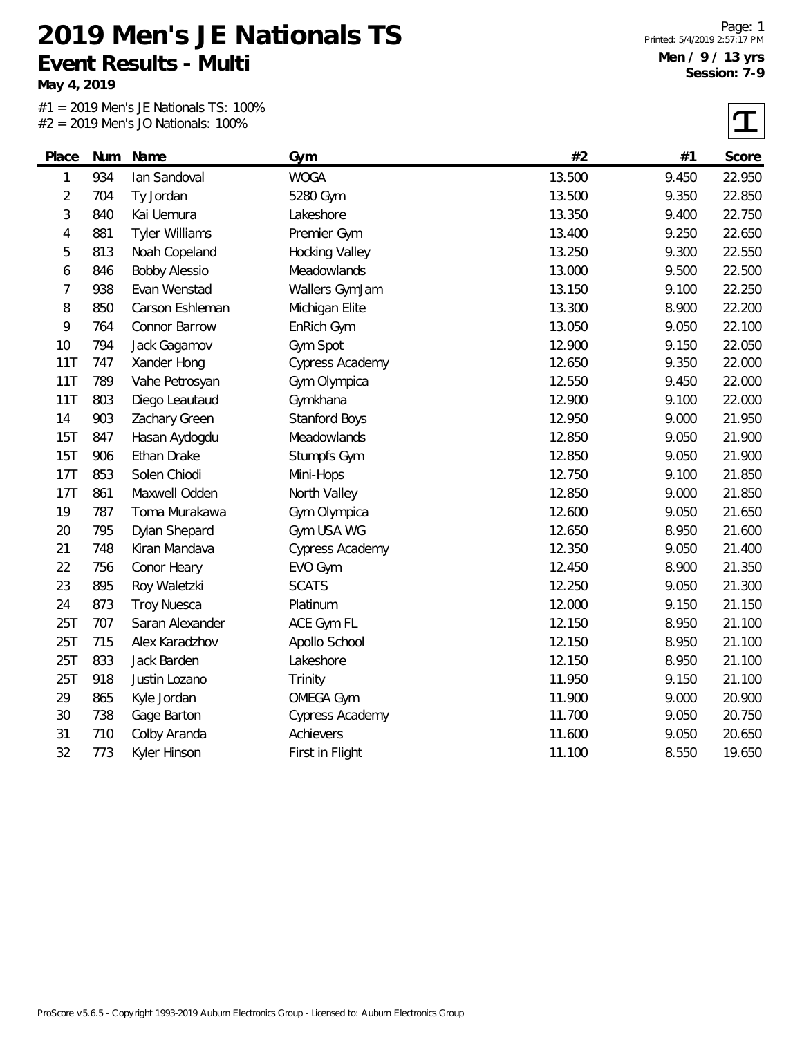# 2019 Men's JE Nationals TS

## Event Results - Multi

**May 4, 2019**

**Men / 9 / 13 yrs**
**Session: 7-9**

#1 = 2019 Men's JE Nationals TS: 100%
#2 = 2019 Men's JO Nationals: 100%

| Place | Num | Name | Gym | #2 | #1 | Score |
|---|---|---|---|---|---|---|
| 1 | 934 | Ian Sandoval | WOGA | 13.500 | 9.450 | 22.950 |
| 2 | 704 | Ty Jordan | 5280 Gym | 13.500 | 9.350 | 22.850 |
| 3 | 840 | Kai Uemura | Lakeshore | 13.350 | 9.400 | 22.750 |
| 4 | 881 | Tyler Williams | Premier Gym | 13.400 | 9.250 | 22.650 |
| 5 | 813 | Noah Copeland | Hocking Valley | 13.250 | 9.300 | 22.550 |
| 6 | 846 | Bobby Alessio | Meadowlands | 13.000 | 9.500 | 22.500 |
| 7 | 938 | Evan Wenstad | Wallers GymJam | 13.150 | 9.100 | 22.250 |
| 8 | 850 | Carson Eshleman | Michigan Elite | 13.300 | 8.900 | 22.200 |
| 9 | 764 | Connor Barrow | EnRich Gym | 13.050 | 9.050 | 22.100 |
| 10 | 794 | Jack Gagamov | Gym Spot | 12.900 | 9.150 | 22.050 |
| 11T | 747 | Xander Hong | Cypress Academy | 12.650 | 9.350 | 22.000 |
| 11T | 789 | Vahe Petrosyan | Gym Olympica | 12.550 | 9.450 | 22.000 |
| 11T | 803 | Diego Leautaud | Gymkhana | 12.900 | 9.100 | 22.000 |
| 14 | 903 | Zachary Green | Stanford Boys | 12.950 | 9.000 | 21.950 |
| 15T | 847 | Hasan Aydogdu | Meadowlands | 12.850 | 9.050 | 21.900 |
| 15T | 906 | Ethan Drake | Stumpfs Gym | 12.850 | 9.050 | 21.900 |
| 17T | 853 | Solen Chiodi | Mini-Hops | 12.750 | 9.100 | 21.850 |
| 17T | 861 | Maxwell Odden | North Valley | 12.850 | 9.000 | 21.850 |
| 19 | 787 | Toma Murakawa | Gym Olympica | 12.600 | 9.050 | 21.650 |
| 20 | 795 | Dylan Shepard | Gym USA WG | 12.650 | 8.950 | 21.600 |
| 21 | 748 | Kiran Mandava | Cypress Academy | 12.350 | 9.050 | 21.400 |
| 22 | 756 | Conor Heary | EVO Gym | 12.450 | 8.900 | 21.350 |
| 23 | 895 | Roy Waletzki | SCATS | 12.250 | 9.050 | 21.300 |
| 24 | 873 | Troy Nuesca | Platinum | 12.000 | 9.150 | 21.150 |
| 25T | 707 | Saran Alexander | ACE Gym FL | 12.150 | 8.950 | 21.100 |
| 25T | 715 | Alex Karadzhov | Apollo School | 12.150 | 8.950 | 21.100 |
| 25T | 833 | Jack Barden | Lakeshore | 12.150 | 8.950 | 21.100 |
| 25T | 918 | Justin Lozano | Trinity | 11.950 | 9.150 | 21.100 |
| 29 | 865 | Kyle Jordan | OMEGA Gym | 11.900 | 9.000 | 20.900 |
| 30 | 738 | Gage Barton | Cypress Academy | 11.700 | 9.050 | 20.750 |
| 31 | 710 | Colby Aranda | Achievers | 11.600 | 9.050 | 20.650 |
| 32 | 773 | Kyler Hinson | First in Flight | 11.100 | 8.550 | 19.650 |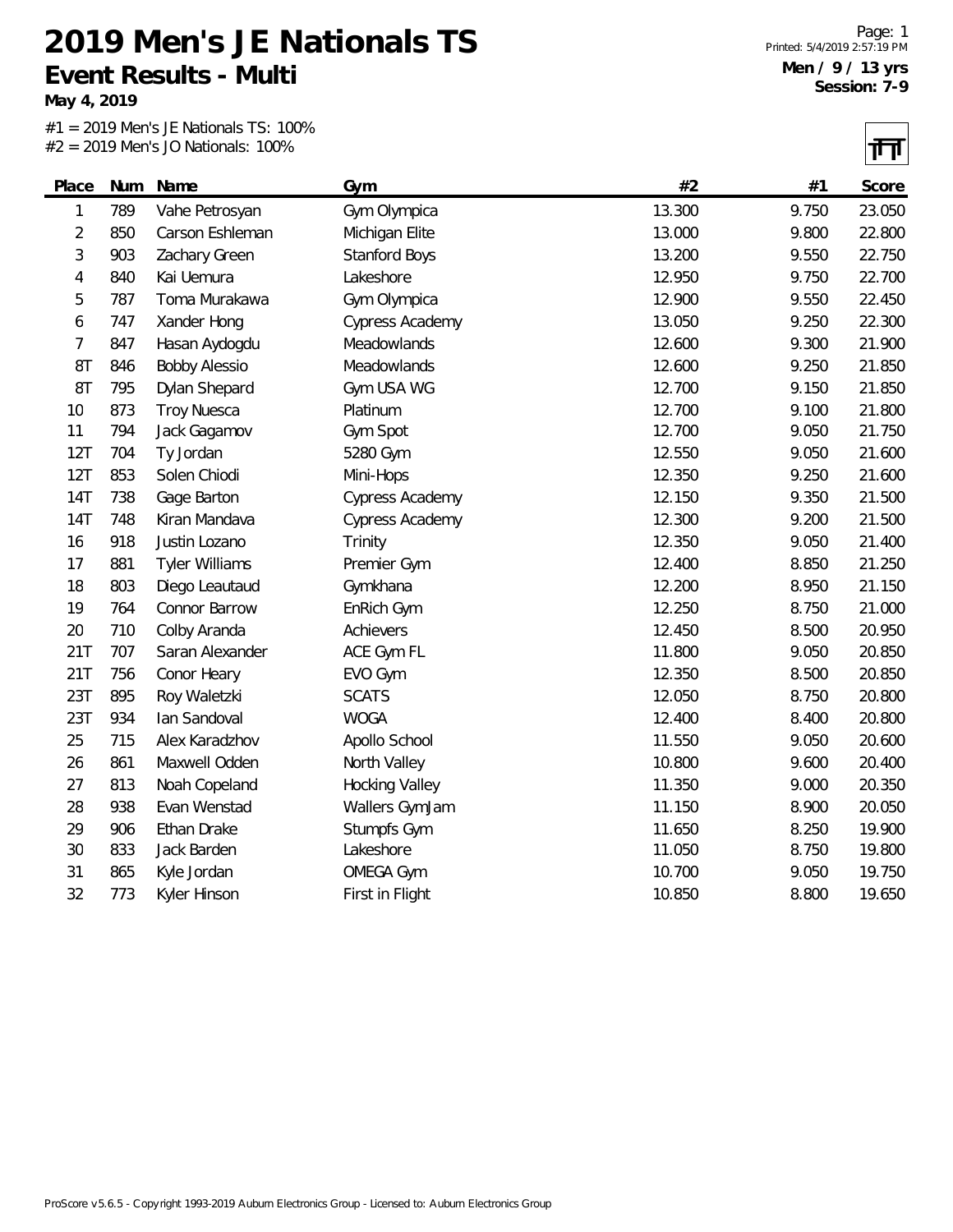# 2019 Men's JE Nationals TS

## Event Results - Multi

**May 4, 2019**

Printed: 5/4/2019 2:57:19 PM

**Men / 9 / 13 yrs**
**Session: 7-9**

#1 = 2019 Men's JE Nationals TS: 100%
#2 = 2019 Men's JO Nationals: 100%

| Place | Num | Name | Gym | #2 | #1 | Score |
|---|---|---|---|---|---|---|
| 1 | 789 | Vahe Petrosyan | Gym Olympica | 13.300 | 9.750 | 23.050 |
| 2 | 850 | Carson Eshleman | Michigan Elite | 13.000 | 9.800 | 22.800 |
| 3 | 903 | Zachary Green | Stanford Boys | 13.200 | 9.550 | 22.750 |
| 4 | 840 | Kai Uemura | Lakeshore | 12.950 | 9.750 | 22.700 |
| 5 | 787 | Toma Murakawa | Gym Olympica | 12.900 | 9.550 | 22.450 |
| 6 | 747 | Xander Hong | Cypress Academy | 13.050 | 9.250 | 22.300 |
| 7 | 847 | Hasan Aydogdu | Meadowlands | 12.600 | 9.300 | 21.900 |
| 8T | 846 | Bobby Alessio | Meadowlands | 12.600 | 9.250 | 21.850 |
| 8T | 795 | Dylan Shepard | Gym USA WG | 12.700 | 9.150 | 21.850 |
| 10 | 873 | Troy Nuesca | Platinum | 12.700 | 9.100 | 21.800 |
| 11 | 794 | Jack Gagamov | Gym Spot | 12.700 | 9.050 | 21.750 |
| 12T | 704 | Ty Jordan | 5280 Gym | 12.550 | 9.050 | 21.600 |
| 12T | 853 | Solen Chiodi | Mini-Hops | 12.350 | 9.250 | 21.600 |
| 14T | 738 | Gage Barton | Cypress Academy | 12.150 | 9.350 | 21.500 |
| 14T | 748 | Kiran Mandava | Cypress Academy | 12.300 | 9.200 | 21.500 |
| 16 | 918 | Justin Lozano | Trinity | 12.350 | 9.050 | 21.400 |
| 17 | 881 | Tyler Williams | Premier Gym | 12.400 | 8.850 | 21.250 |
| 18 | 803 | Diego Leautaud | Gymkhana | 12.200 | 8.950 | 21.150 |
| 19 | 764 | Connor Barrow | EnRich Gym | 12.250 | 8.750 | 21.000 |
| 20 | 710 | Colby Aranda | Achievers | 12.450 | 8.500 | 20.950 |
| 21T | 707 | Saran Alexander | ACE Gym FL | 11.800 | 9.050 | 20.850 |
| 21T | 756 | Conor Heary | EVO Gym | 12.350 | 8.500 | 20.850 |
| 23T | 895 | Roy Waletzki | SCATS | 12.050 | 8.750 | 20.800 |
| 23T | 934 | Ian Sandoval | WOGA | 12.400 | 8.400 | 20.800 |
| 25 | 715 | Alex Karadzhov | Apollo School | 11.550 | 9.050 | 20.600 |
| 26 | 861 | Maxwell Odden | North Valley | 10.800 | 9.600 | 20.400 |
| 27 | 813 | Noah Copeland | Hocking Valley | 11.350 | 9.000 | 20.350 |
| 28 | 938 | Evan Wenstad | Wallers GymJam | 11.150 | 8.900 | 20.050 |
| 29 | 906 | Ethan Drake | Stumpfs Gym | 11.650 | 8.250 | 19.900 |
| 30 | 833 | Jack Barden | Lakeshore | 11.050 | 8.750 | 19.800 |
| 31 | 865 | Kyle Jordan | OMEGA Gym | 10.700 | 9.050 | 19.750 |
| 32 | 773 | Kyler Hinson | First in Flight | 10.850 | 8.800 | 19.650 |

ProScore v5.6.5 - Copyright 1993-2019 Auburn Electronics Group - Licensed to: Auburn Electronics Group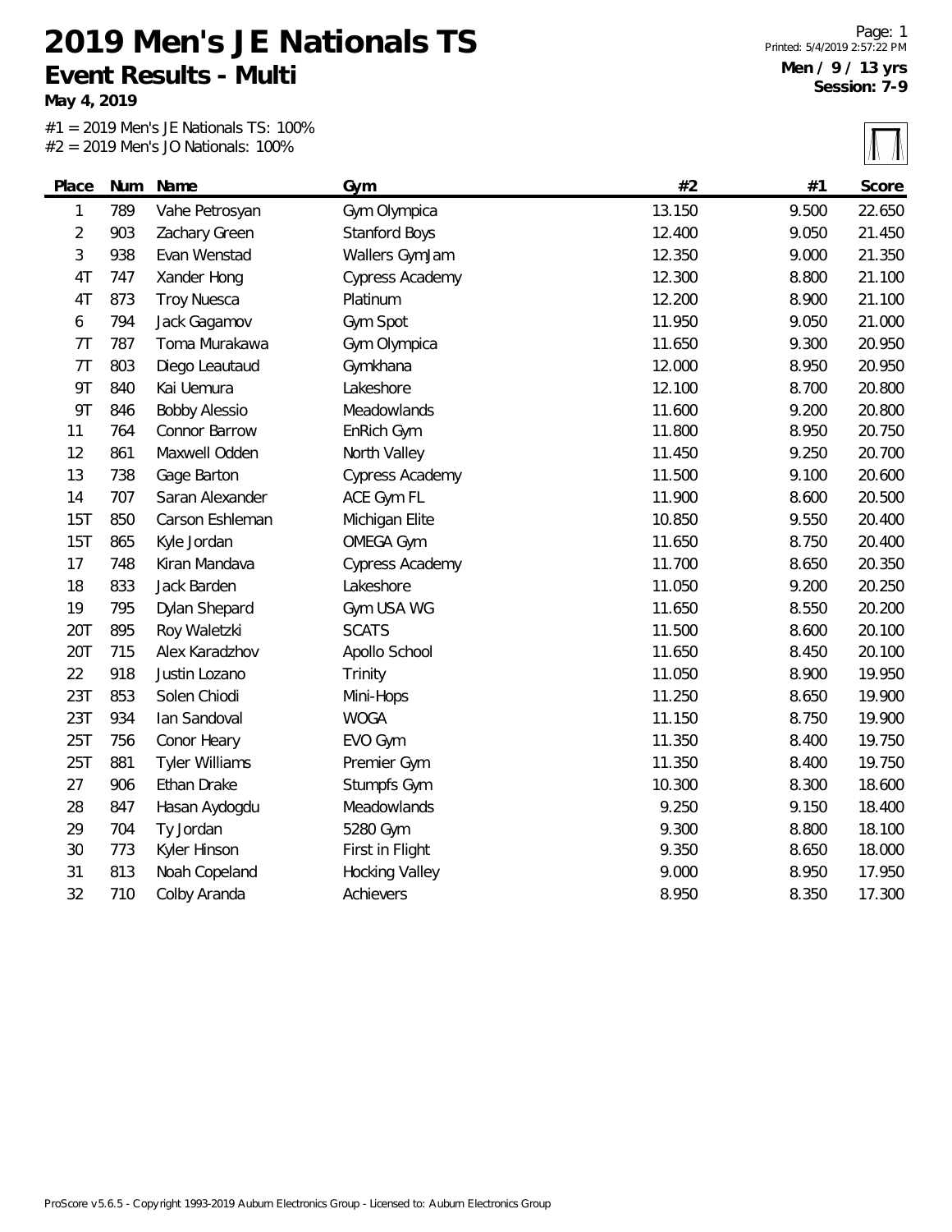# 2019 Men's JE Nationals TS

## Event Results - Multi

**May 4, 2019**

**Men / 9 / 13 yrs**
**Session: 7-9**

#1 = 2019 Men's JE Nationals TS: 100%
#2 = 2019 Men's JO Nationals: 100%

| Place | Num | Name | Gym | #2 | #1 | Score |
|---|---|---|---|---|---|---|
| 1 | 789 | Vahe Petrosyan | Gym Olympica | 13.150 | 9.500 | 22.650 |
| 2 | 903 | Zachary Green | Stanford Boys | 12.400 | 9.050 | 21.450 |
| 3 | 938 | Evan Wenstad | Wallers GymJam | 12.350 | 9.000 | 21.350 |
| 4T | 747 | Xander Hong | Cypress Academy | 12.300 | 8.800 | 21.100 |
| 4T | 873 | Troy Nuesca | Platinum | 12.200 | 8.900 | 21.100 |
| 6 | 794 | Jack Gagamov | Gym Spot | 11.950 | 9.050 | 21.000 |
| 7T | 787 | Toma Murakawa | Gym Olympica | 11.650 | 9.300 | 20.950 |
| 7T | 803 | Diego Leautaud | Gymkhana | 12.000 | 8.950 | 20.950 |
| 9T | 840 | Kai Uemura | Lakeshore | 12.100 | 8.700 | 20.800 |
| 9T | 846 | Bobby Alessio | Meadowlands | 11.600 | 9.200 | 20.800 |
| 11 | 764 | Connor Barrow | EnRich Gym | 11.800 | 8.950 | 20.750 |
| 12 | 861 | Maxwell Odden | North Valley | 11.450 | 9.250 | 20.700 |
| 13 | 738 | Gage Barton | Cypress Academy | 11.500 | 9.100 | 20.600 |
| 14 | 707 | Saran Alexander | ACE Gym FL | 11.900 | 8.600 | 20.500 |
| 15T | 850 | Carson Eshleman | Michigan Elite | 10.850 | 9.550 | 20.400 |
| 15T | 865 | Kyle Jordan | OMEGA Gym | 11.650 | 8.750 | 20.400 |
| 17 | 748 | Kiran Mandava | Cypress Academy | 11.700 | 8.650 | 20.350 |
| 18 | 833 | Jack Barden | Lakeshore | 11.050 | 9.200 | 20.250 |
| 19 | 795 | Dylan Shepard | Gym USA WG | 11.650 | 8.550 | 20.200 |
| 20T | 895 | Roy Waletzki | SCATS | 11.500 | 8.600 | 20.100 |
| 20T | 715 | Alex Karadzhov | Apollo School | 11.650 | 8.450 | 20.100 |
| 22 | 918 | Justin Lozano | Trinity | 11.050 | 8.900 | 19.950 |
| 23T | 853 | Solen Chiodi | Mini-Hops | 11.250 | 8.650 | 19.900 |
| 23T | 934 | Ian Sandoval | WOGA | 11.150 | 8.750 | 19.900 |
| 25T | 756 | Conor Heary | EVO Gym | 11.350 | 8.400 | 19.750 |
| 25T | 881 | Tyler Williams | Premier Gym | 11.350 | 8.400 | 19.750 |
| 27 | 906 | Ethan Drake | Stumpfs Gym | 10.300 | 8.300 | 18.600 |
| 28 | 847 | Hasan Aydogdu | Meadowlands | 9.250 | 9.150 | 18.400 |
| 29 | 704 | Ty Jordan | 5280 Gym | 9.300 | 8.800 | 18.100 |
| 30 | 773 | Kyler Hinson | First in Flight | 9.350 | 8.650 | 18.000 |
| 31 | 813 | Noah Copeland | Hocking Valley | 9.000 | 8.950 | 17.950 |
| 32 | 710 | Colby Aranda | Achievers | 8.950 | 8.350 | 17.300 |